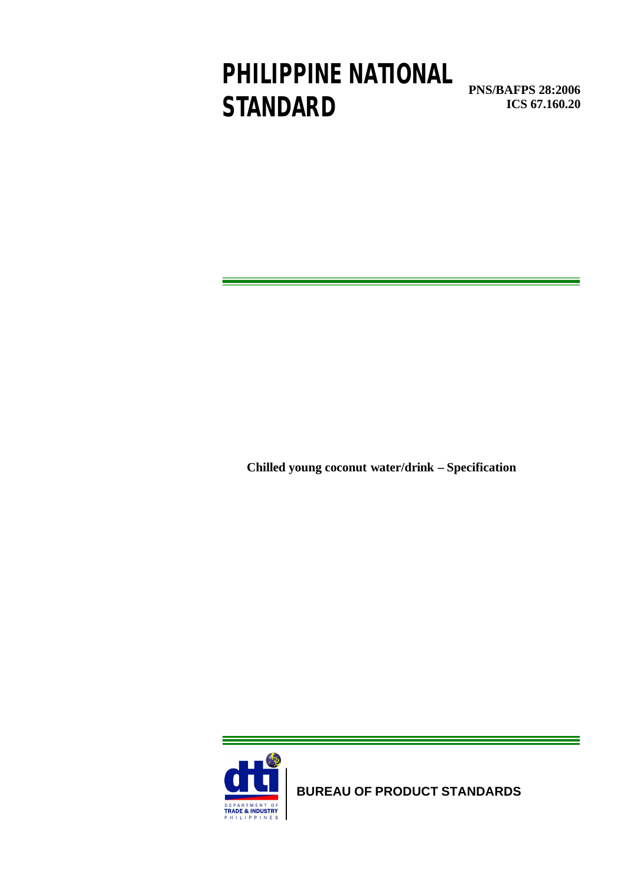# PHILIPPINE NATIONAL STANDARD

**PNS/BAFPS 28:2006**
**ICS 67.160.20**

**Chilled young coconut water/drink – Specification**

DEPARTMENT OF TRADE & INDUSTRY PHILIPPINES

**BUREAU OF PRODUCT STANDARDS**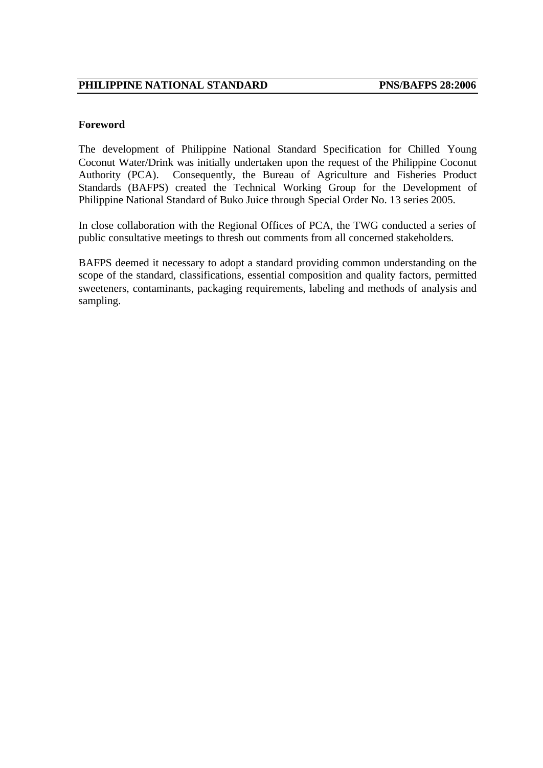## Foreword

The development of Philippine National Standard Specification for Chilled Young Coconut Water/Drink was initially undertaken upon the request of the Philippine Coconut Authority (PCA). Consequently, the Bureau of Agriculture and Fisheries Product Standards (BAFPS) created the Technical Working Group for the Development of Philippine National Standard of Buko Juice through Special Order No. 13 series 2005.

In close collaboration with the Regional Offices of PCA, the TWG conducted a series of public consultative meetings to thresh out comments from all concerned stakeholders.

BAFPS deemed it necessary to adopt a standard providing common understanding on the scope of the standard, classifications, essential composition and quality factors, permitted sweeteners, contaminants, packaging requirements, labeling and methods of analysis and sampling.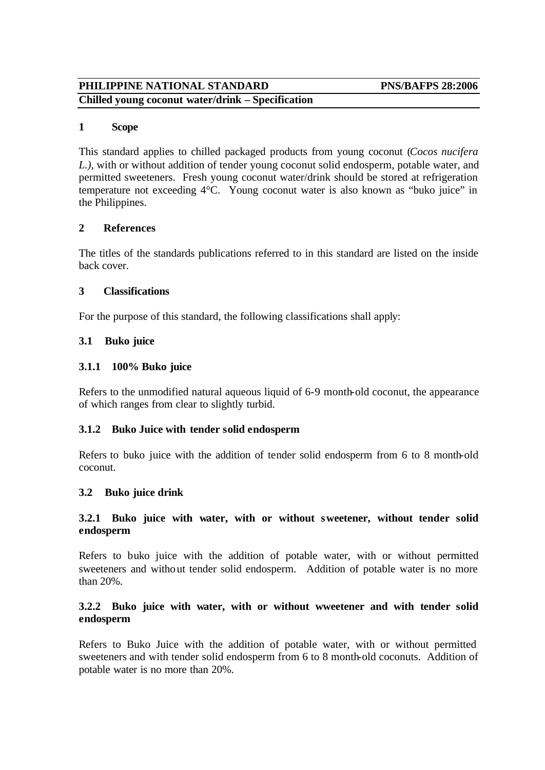**PHILIPPINE NATIONAL STANDARD** **PNS/BAFPS 28:2006**

**Chilled young coconut water/drink – Specification**

## 1 Scope

This standard applies to chilled packaged products from young coconut (*Cocos nucifera L.)*, with or without addition of tender young coconut solid endosperm, potable water, and permitted sweeteners. Fresh young coconut water/drink should be stored at refrigeration temperature not exceeding 4°C. Young coconut water is also known as "buko juice" in the Philippines.

## 2 References

The titles of the standards publications referred to in this standard are listed on the inside back cover.

## 3 Classifications

For the purpose of this standard, the following classifications shall apply:

### 3.1 Buko juice

#### 3.1.1 100% Buko juice

Refers to the unmodified natural aqueous liquid of 6-9 month-old coconut, the appearance of which ranges from clear to slightly turbid.

#### 3.1.2 Buko Juice with tender solid endosperm

Refers to buko juice with the addition of tender solid endosperm from 6 to 8 month-old coconut.

### 3.2 Buko juice drink

#### 3.2.1 Buko juice with water, with or without sweetener, without tender solid endosperm

Refers to buko juice with the addition of potable water, with or without permitted sweeteners and without tender solid endosperm. Addition of potable water is no more than 20%.

#### 3.2.2 Buko juice with water, with or without wweetener and with tender solid endosperm

Refers to Buko Juice with the addition of potable water, with or without permitted sweeteners and with tender solid endosperm from 6 to 8 month-old coconuts. Addition of potable water is no more than 20%.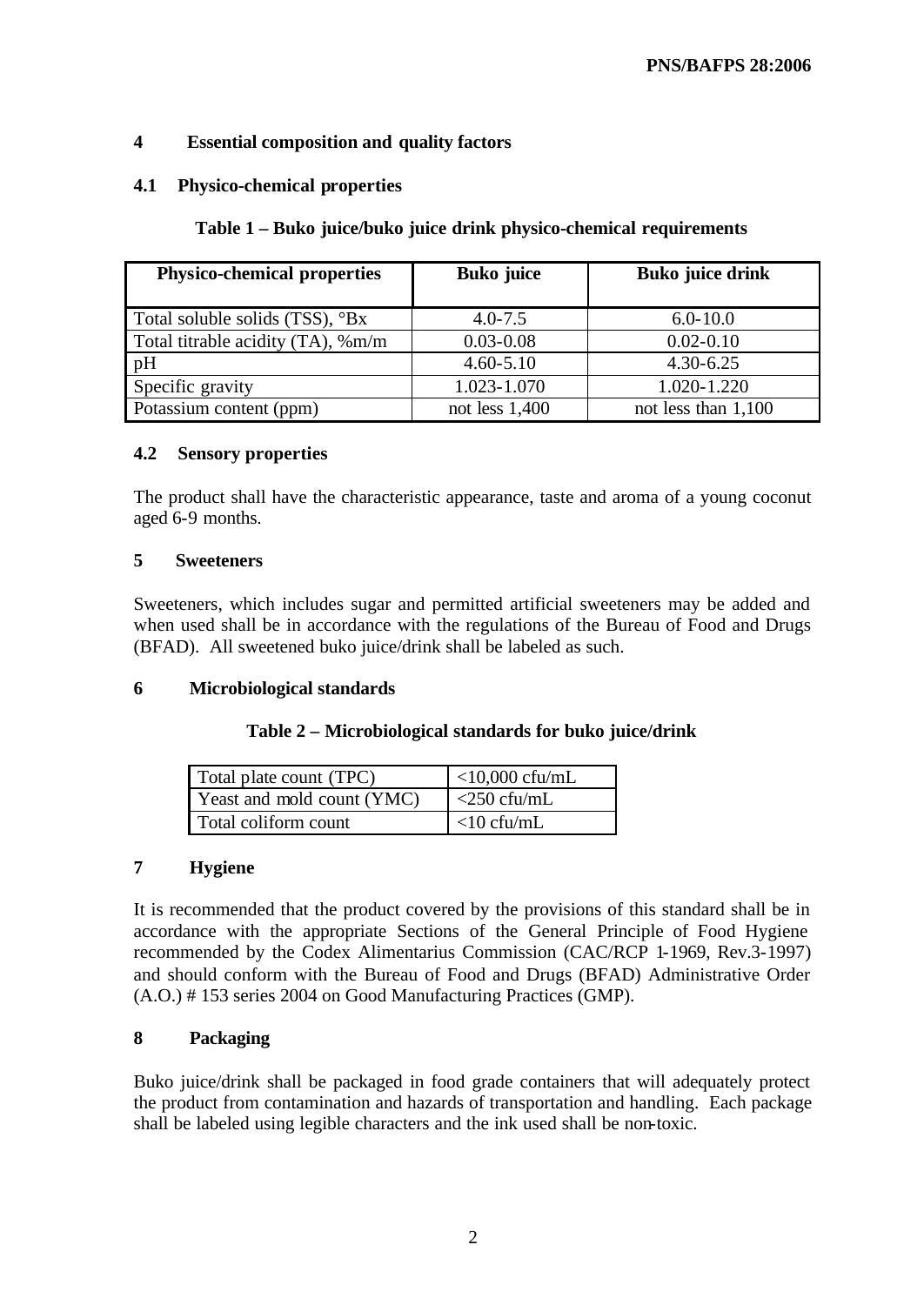## 4 Essential composition and quality factors

### 4.1 Physico-chemical properties

**Table 1 – Buko juice/buko juice drink physico-chemical requirements**

| Physico-chemical properties | Buko juice | Buko juice drink |
|---|---|---|
| Total soluble solids (TSS), °Bx | 4.0-7.5 | 6.0-10.0 |
| Total titrable acidity (TA), %m/m | 0.03-0.08 | 0.02-0.10 |
| pH | 4.60-5.10 | 4.30-6.25 |
| Specific gravity | 1.023-1.070 | 1.020-1.220 |
| Potassium content (ppm) | not less 1,400 | not less than 1,100 |

### 4.2 Sensory properties

The product shall have the characteristic appearance, taste and aroma of a young coconut aged 6-9 months.

## 5 Sweeteners

Sweeteners, which includes sugar and permitted artificial sweeteners may be added and when used shall be in accordance with the regulations of the Bureau of Food and Drugs (BFAD). All sweetened buko juice/drink shall be labeled as such.

## 6 Microbiological standards

**Table 2 – Microbiological standards for buko juice/drink**

| | |
|---|---|
| Total plate count (TPC) | <10,000 cfu/mL |
| Yeast and mold count (YMC) | <250 cfu/mL |
| Total coliform count | <10 cfu/mL |

## 7 Hygiene

It is recommended that the product covered by the provisions of this standard shall be in accordance with the appropriate Sections of the General Principle of Food Hygiene recommended by the Codex Alimentarius Commission (CAC/RCP 1-1969, Rev.3-1997) and should conform with the Bureau of Food and Drugs (BFAD) Administrative Order (A.O.) # 153 series 2004 on Good Manufacturing Practices (GMP).

## 8 Packaging

Buko juice/drink shall be packaged in food grade containers that will adequately protect the product from contamination and hazards of transportation and handling. Each package shall be labeled using legible characters and the ink used shall be non-toxic.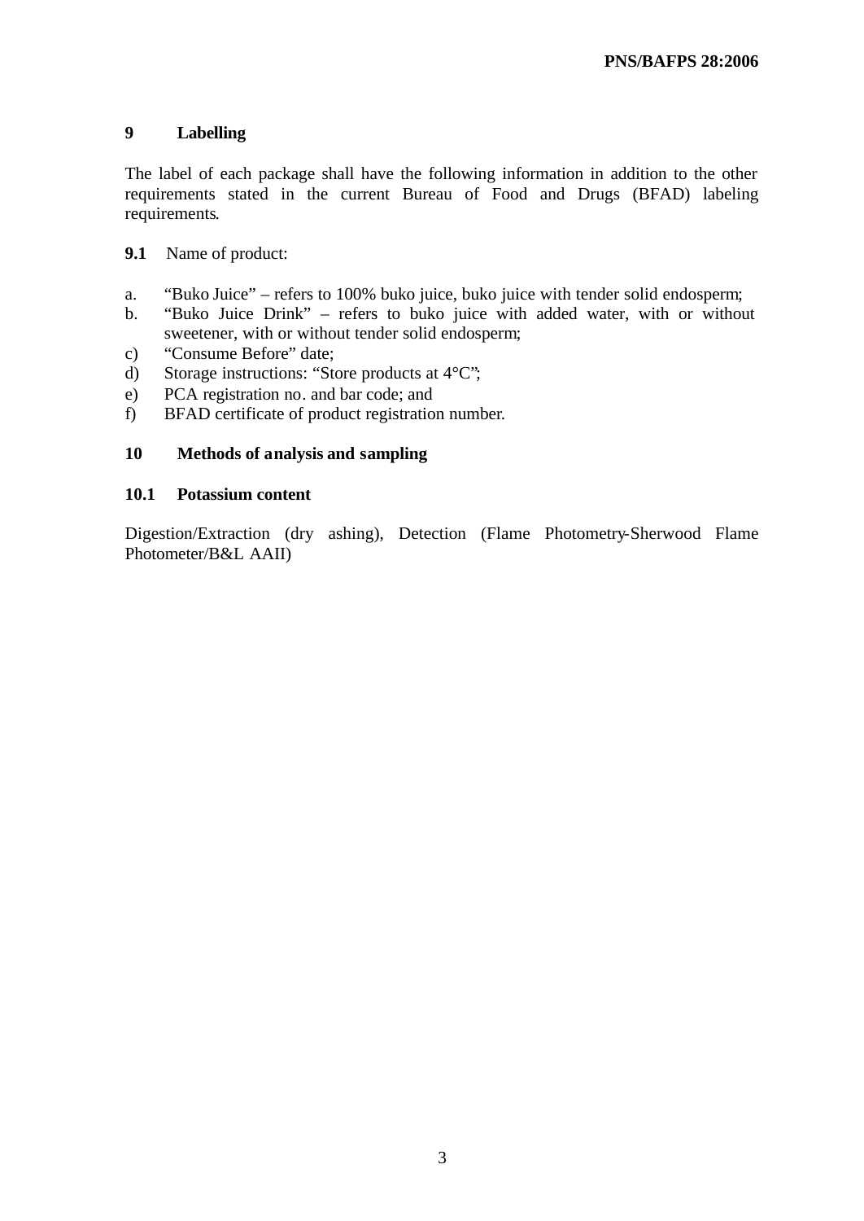## 9 Labelling

The label of each package shall have the following information in addition to the other requirements stated in the current Bureau of Food and Drugs (BFAD) labeling requirements.

**9.1** Name of product:

a. "Buko Juice" – refers to 100% buko juice, buko juice with tender solid endosperm;
b. "Buko Juice Drink" – refers to buko juice with added water, with or without sweetener, with or without tender solid endosperm;
c) "Consume Before" date;
d) Storage instructions: "Store products at 4°C";
e) PCA registration no. and bar code; and
f) BFAD certificate of product registration number.

## 10 Methods of analysis and sampling

### 10.1 Potassium content

Digestion/Extraction (dry ashing), Detection (Flame Photometry-Sherwood Flame Photometer/B&L AAII)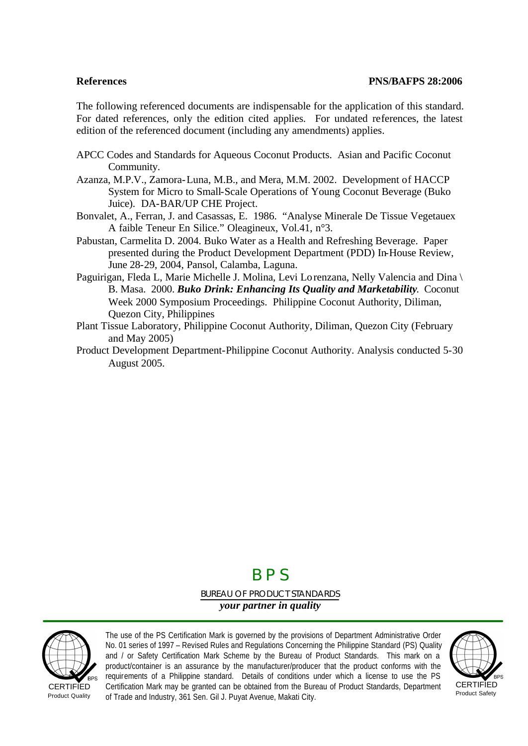## References

The following referenced documents are indispensable for the application of this standard. For dated references, only the edition cited applies. For undated references, the latest edition of the referenced document (including any amendments) applies.

APCC Codes and Standards for Aqueous Coconut Products. Asian and Pacific Coconut Community.

Azanza, M.P.V., Zamora-Luna, M.B., and Mera, M.M. 2002. Development of HACCP System for Micro to Small-Scale Operations of Young Coconut Beverage (Buko Juice). DA-BAR/UP CHE Project.

Bonvalet, A., Ferran, J. and Casassas, E. 1986. "Analyse Minerale De Tissue Vegetauex A faible Teneur En Silice." Oleagineux, Vol.41, n°3.

Pabustan, Carmelita D. 2004. Buko Water as a Health and Refreshing Beverage. Paper presented during the Product Development Department (PDD) In-House Review, June 28-29, 2004, Pansol, Calamba, Laguna.

Paguirigan, Fleda L, Marie Michelle J. Molina, Levi Lorenzana, Nelly Valencia and Dina \ B. Masa. 2000. ***Buko Drink: Enhancing Its Quality and Marketability.*** Coconut Week 2000 Symposium Proceedings. Philippine Coconut Authority, Diliman, Quezon City, Philippines

Plant Tissue Laboratory, Philippine Coconut Authority, Diliman, Quezon City (February and May 2005)

Product Development Department-Philippine Coconut Authority. Analysis conducted 5-30 August 2005.

BPS

BUREAU OF PRODUCT STANDARDS

*your partner in quality*

CERTIFIED Product Quality

The use of the PS Certification Mark is governed by the provisions of Department Administrative Order No. 01 series of 1997 – Revised Rules and Regulations Concerning the Philippine Standard (PS) Quality and / or Safety Certification Mark Scheme by the Bureau of Product Standards. This mark on a product/container is an assurance by the manufacturer/producer that the product conforms with the requirements of a Philippine standard. Details of conditions under which a license to use the PS Certification Mark may be granted can be obtained from the Bureau of Product Standards, Department of Trade and Industry, 361 Sen. Gil J. Puyat Avenue, Makati City.

CERTIFIED Product Safety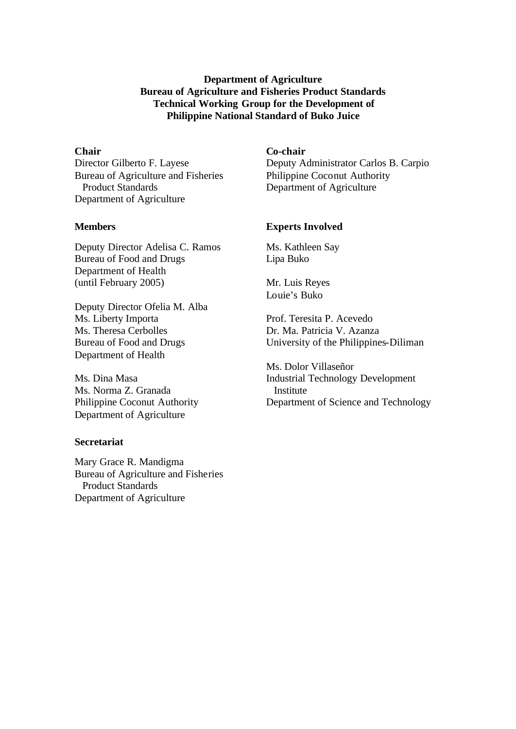**Department of Agriculture**
**Bureau of Agriculture and Fisheries Product Standards**
**Technical Working Group for the Development of**
**Philippine National Standard of Buko Juice**

**Chair**

Director Gilberto F. Layese
Bureau of Agriculture and Fisheries Product Standards
Department of Agriculture

**Co-chair**

Deputy Administrator Carlos B. Carpio
Philippine Coconut Authority
Department of Agriculture

**Members**

Deputy Director Adelisa C. Ramos
Bureau of Food and Drugs
Department of Health
(until February 2005)

Deputy Director Ofelia M. Alba
Ms. Liberty Importa
Ms. Theresa Cerbolles
Bureau of Food and Drugs
Department of Health

Ms. Dina Masa
Ms. Norma Z. Granada
Philippine Coconut Authority
Department of Agriculture

**Experts Involved**

Ms. Kathleen Say
Lipa Buko

Mr. Luis Reyes
Louie's Buko

Prof. Teresita P. Acevedo
Dr. Ma. Patricia V. Azanza
University of the Philippines-Diliman

Ms. Dolor Villaseñor
Industrial Technology Development Institute
Department of Science and Technology

**Secretariat**

Mary Grace R. Mandigma
Bureau of Agriculture and Fisheries Product Standards
Department of Agriculture